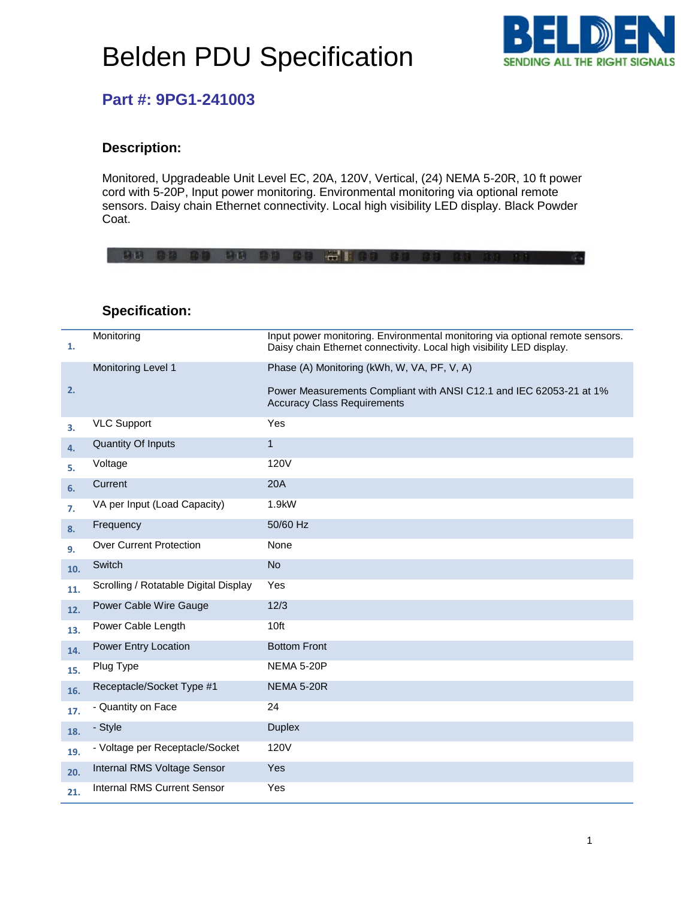# Belden PDU Specification

## Part #: 9PG1-241003

### Description:

Monitored, Upgradeable Unit Level EC, 20A, 120V, Vertical, (24) NEMA 5-20R, 10 ft power cord with 5-20P, Input power monitoring. Environmental monitoring via optional remote sensors. Daisy chain Ethernet connectivity. Local high visibility LED display. Black Powder Coat.

### Specification:

| # | Specification | Value |
|---|---|---|
| 1. | Monitoring | Input power monitoring. Environmental monitoring via optional remote sensors. Daisy chain Ethernet connectivity. Local high visibility LED display. |
| 2. | Monitoring Level 1 | Phase (A) Monitoring (kWh, W, VA, PF, V, A)<br><br>Power Measurements Compliant with ANSI C12.1 and IEC 62053-21 at 1% Accuracy Class Requirements |
| 3. | VLC Support | Yes |
| 4. | Quantity Of Inputs | 1 |
| 5. | Voltage | 120V |
| 6. | Current | 20A |
| 7. | VA per Input (Load Capacity) | 1.9kW |
| 8. | Frequency | 50/60 Hz |
| 9. | Over Current Protection | None |
| 10. | Switch | No |
| 11. | Scrolling / Rotatable Digital Display | Yes |
| 12. | Power Cable Wire Gauge | 12/3 |
| 13. | Power Cable Length | 10ft |
| 14. | Power Entry Location | Bottom Front |
| 15. | Plug Type | NEMA 5-20P |
| 16. | Receptacle/Socket Type #1 | NEMA 5-20R |
| 17. | - Quantity on Face | 24 |
| 18. | - Style | Duplex |
| 19. | - Voltage per Receptacle/Socket | 120V |
| 20. | Internal RMS Voltage Sensor | Yes |
| 21. | Internal RMS Current Sensor | Yes |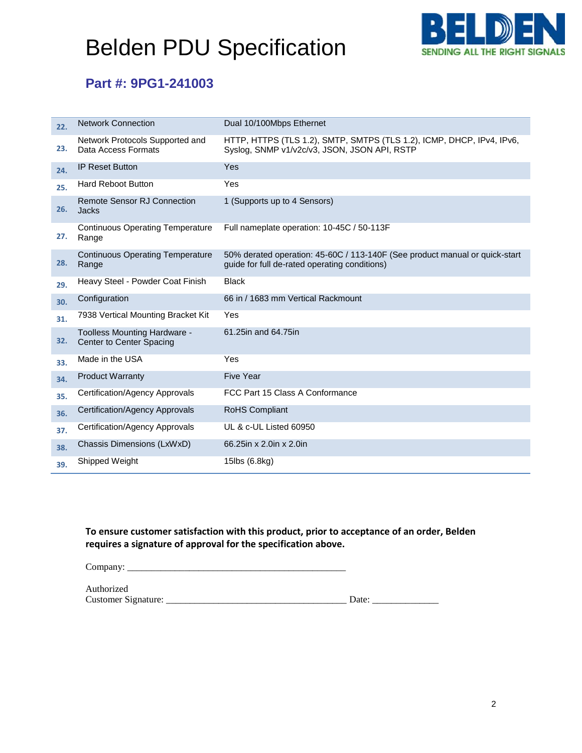# Belden PDU Specification

BELDEN
SENDING ALL THE RIGHT SIGNALS

## Part #: 9PG1-241003

| | | |
|---|---|---|
| 22. | Network Connection | Dual 10/100Mbps Ethernet |
| 23. | Network Protocols Supported and Data Access Formats | HTTP, HTTPS (TLS 1.2), SMTP, SMTPS (TLS 1.2), ICMP, DHCP, IPv4, IPv6, Syslog, SNMP v1/v2c/v3, JSON, JSON API, RSTP |
| 24. | IP Reset Button | Yes |
| 25. | Hard Reboot Button | Yes |
| 26. | Remote Sensor RJ Connection Jacks | 1 (Supports up to 4 Sensors) |
| 27. | Continuous Operating Temperature Range | Full nameplate operation: 10-45C / 50-113F |
| 28. | Continuous Operating Temperature Range | 50% derated operation: 45-60C / 113-140F (See product manual or quick-start guide for full de-rated operating conditions) |
| 29. | Heavy Steel - Powder Coat Finish | Black |
| 30. | Configuration | 66 in / 1683 mm Vertical Rackmount |
| 31. | 7938 Vertical Mounting Bracket Kit | Yes |
| 32. | Toolless Mounting Hardware - Center to Center Spacing | 61.25in and 64.75in |
| 33. | Made in the USA | Yes |
| 34. | Product Warranty | Five Year |
| 35. | Certification/Agency Approvals | FCC Part 15 Class A Conformance |
| 36. | Certification/Agency Approvals | RoHS Compliant |
| 37. | Certification/Agency Approvals | UL & c-UL Listed 60950 |
| 38. | Chassis Dimensions (LxWxD) | 66.25in x 2.0in x 2.0in |
| 39. | Shipped Weight | 15lbs (6.8kg) |

**To ensure customer satisfaction with this product, prior to acceptance of an order, Belden requires a signature of approval for the specification above.**

Company: _______________________________________________

Authorized
Customer Signature: _______________________________________ Date: ______________